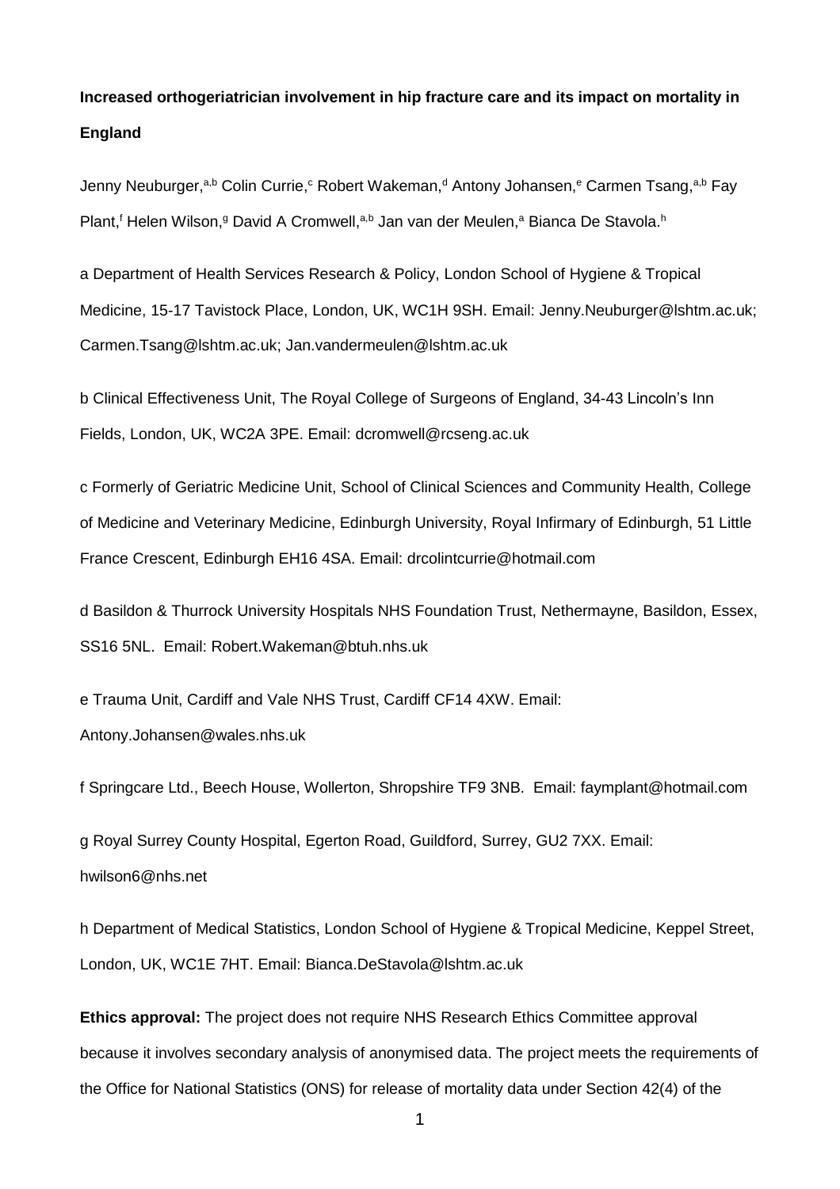**Increased orthogeriatrician involvement in hip fracture care and its impact on mortality in England**

Jenny Neuburger,[a,b] Colin Currie,[c] Robert Wakeman,[d] Antony Johansen,[e] Carmen Tsang,[a,b] Fay Plant,[f] Helen Wilson,[g] David A Cromwell,[a,b] Jan van der Meulen,[a] Bianca De Stavola.[h]

a Department of Health Services Research & Policy, London School of Hygiene & Tropical Medicine, 15-17 Tavistock Place, London, UK, WC1H 9SH. Email: Jenny.Neuburger@lshtm.ac.uk; Carmen.Tsang@lshtm.ac.uk; Jan.vandermeulen@lshtm.ac.uk

b Clinical Effectiveness Unit, The Royal College of Surgeons of England, 34-43 Lincoln's Inn Fields, London, UK, WC2A 3PE. Email: dcromwell@rcseng.ac.uk

c Formerly of Geriatric Medicine Unit, School of Clinical Sciences and Community Health, College of Medicine and Veterinary Medicine, Edinburgh University, Royal Infirmary of Edinburgh, 51 Little France Crescent, Edinburgh EH16 4SA. Email: drcolintcurrie@hotmail.com

d Basildon & Thurrock University Hospitals NHS Foundation Trust, Nethermayne, Basildon, Essex, SS16 5NL. Email: Robert.Wakeman@btuh.nhs.uk

e Trauma Unit, Cardiff and Vale NHS Trust, Cardiff CF14 4XW. Email: Antony.Johansen@wales.nhs.uk

f Springcare Ltd., Beech House, Wollerton, Shropshire TF9 3NB. Email: faymplant@hotmail.com

g Royal Surrey County Hospital, Egerton Road, Guildford, Surrey, GU2 7XX. Email: hwilson6@nhs.net

h Department of Medical Statistics, London School of Hygiene & Tropical Medicine, Keppel Street, London, UK, WC1E 7HT. Email: Bianca.DeStavola@lshtm.ac.uk

**Ethics approval:** The project does not require NHS Research Ethics Committee approval because it involves secondary analysis of anonymised data. The project meets the requirements of the Office for National Statistics (ONS) for release of mortality data under Section 42(4) of the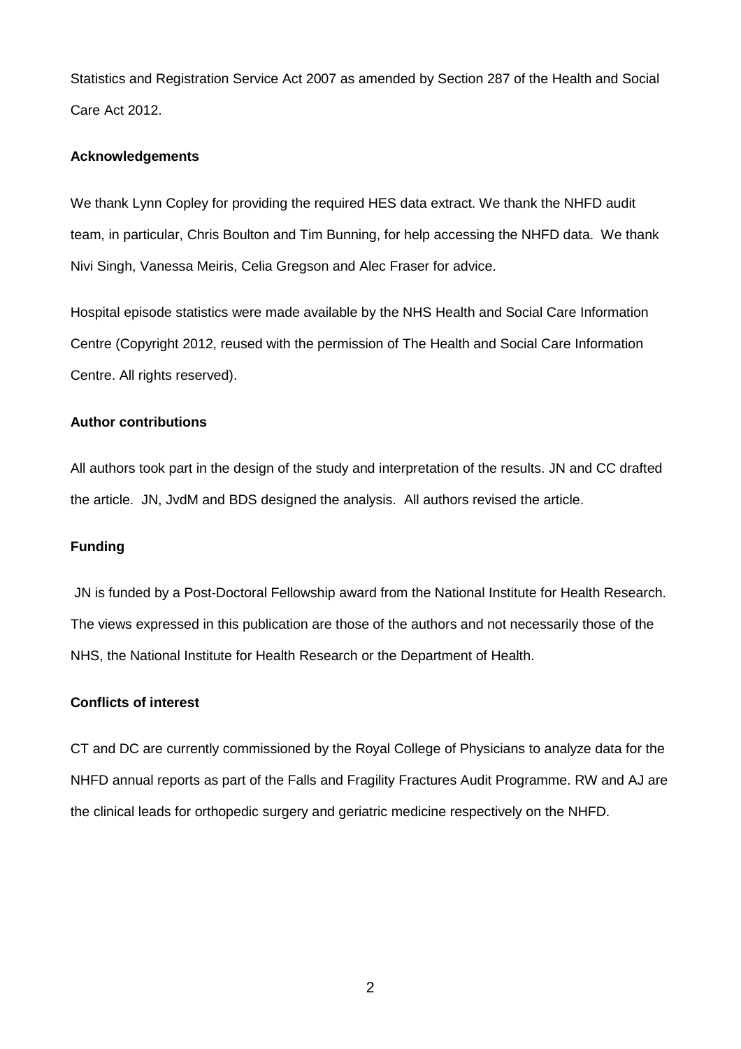Statistics and Registration Service Act 2007 as amended by Section 287 of the Health and Social Care Act 2012.

**Acknowledgements**

We thank Lynn Copley for providing the required HES data extract. We thank the NHFD audit team, in particular, Chris Boulton and Tim Bunning, for help accessing the NHFD data. We thank Nivi Singh, Vanessa Meiris, Celia Gregson and Alec Fraser for advice.

Hospital episode statistics were made available by the NHS Health and Social Care Information Centre (Copyright 2012, reused with the permission of The Health and Social Care Information Centre. All rights reserved).

**Author contributions**

All authors took part in the design of the study and interpretation of the results. JN and CC drafted the article. JN, JvdM and BDS designed the analysis. All authors revised the article.

**Funding**

JN is funded by a Post-Doctoral Fellowship award from the National Institute for Health Research. The views expressed in this publication are those of the authors and not necessarily those of the NHS, the National Institute for Health Research or the Department of Health.

**Conflicts of interest**

CT and DC are currently commissioned by the Royal College of Physicians to analyze data for the NHFD annual reports as part of the Falls and Fragility Fractures Audit Programme. RW and AJ are the clinical leads for orthopedic surgery and geriatric medicine respectively on the NHFD.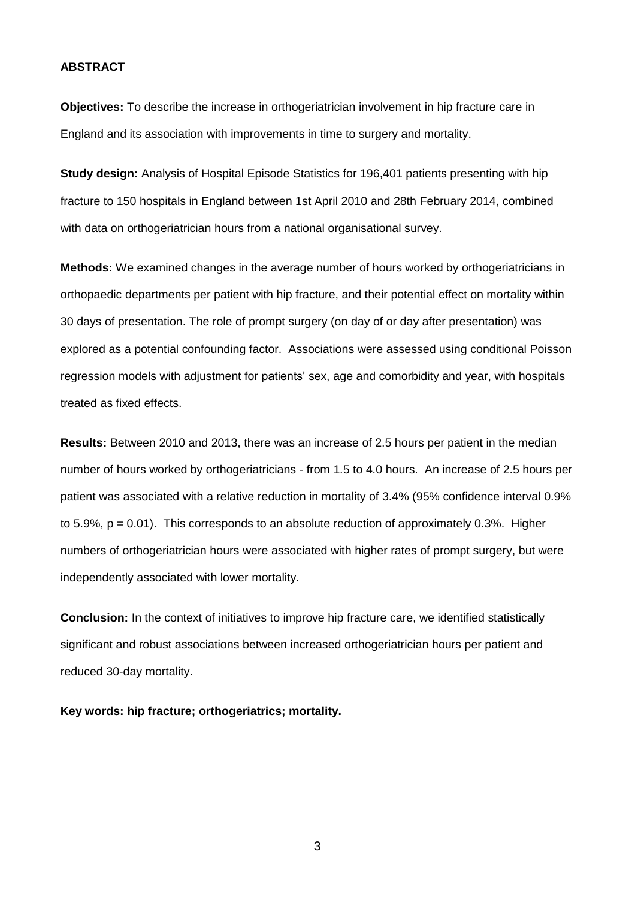## ABSTRACT

**Objectives:** To describe the increase in orthogeriatrician involvement in hip fracture care in England and its association with improvements in time to surgery and mortality.

**Study design:** Analysis of Hospital Episode Statistics for 196,401 patients presenting with hip fracture to 150 hospitals in England between 1st April 2010 and 28th February 2014, combined with data on orthogeriatrician hours from a national organisational survey.

**Methods:** We examined changes in the average number of hours worked by orthogeriatricians in orthopaedic departments per patient with hip fracture, and their potential effect on mortality within 30 days of presentation. The role of prompt surgery (on day of or day after presentation) was explored as a potential confounding factor. Associations were assessed using conditional Poisson regression models with adjustment for patients' sex, age and comorbidity and year, with hospitals treated as fixed effects.

**Results:** Between 2010 and 2013, there was an increase of 2.5 hours per patient in the median number of hours worked by orthogeriatricians - from 1.5 to 4.0 hours. An increase of 2.5 hours per patient was associated with a relative reduction in mortality of 3.4% (95% confidence interval 0.9% to 5.9%, $p = 0.01$). This corresponds to an absolute reduction of approximately 0.3%. Higher numbers of orthogeriatrician hours were associated with higher rates of prompt surgery, but were independently associated with lower mortality.

**Conclusion:** In the context of initiatives to improve hip fracture care, we identified statistically significant and robust associations between increased orthogeriatrician hours per patient and reduced 30-day mortality.

**Key words: hip fracture; orthogeriatrics; mortality.**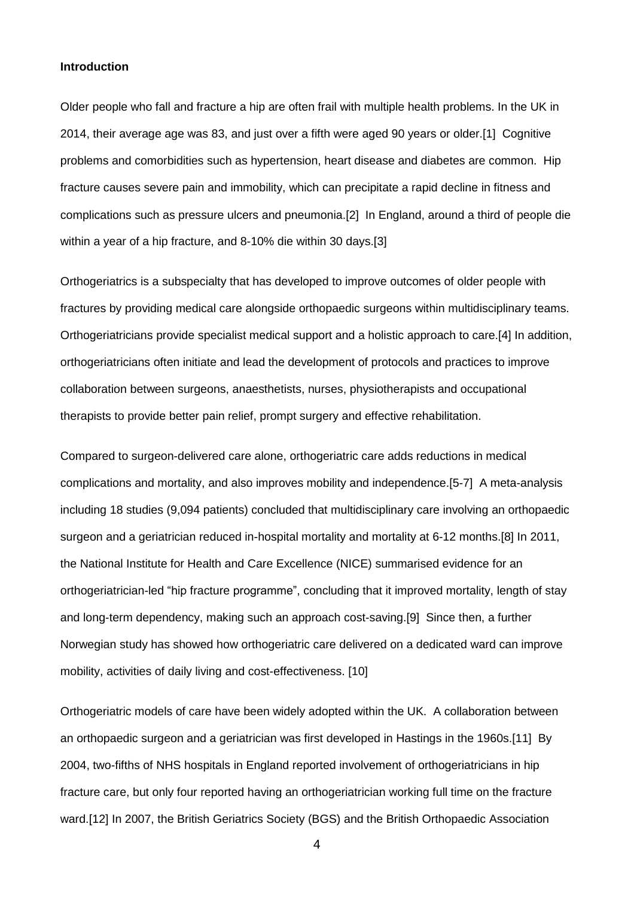**Introduction**

Older people who fall and fracture a hip are often frail with multiple health problems. In the UK in 2014, their average age was 83, and just over a fifth were aged 90 years or older.[1] Cognitive problems and comorbidities such as hypertension, heart disease and diabetes are common. Hip fracture causes severe pain and immobility, which can precipitate a rapid decline in fitness and complications such as pressure ulcers and pneumonia.[2] In England, around a third of people die within a year of a hip fracture, and 8-10% die within 30 days.[3]

Orthogeriatrics is a subspecialty that has developed to improve outcomes of older people with fractures by providing medical care alongside orthopaedic surgeons within multidisciplinary teams. Orthogeriatricians provide specialist medical support and a holistic approach to care.[4] In addition, orthogeriatricians often initiate and lead the development of protocols and practices to improve collaboration between surgeons, anaesthetists, nurses, physiotherapists and occupational therapists to provide better pain relief, prompt surgery and effective rehabilitation.

Compared to surgeon-delivered care alone, orthogeriatric care adds reductions in medical complications and mortality, and also improves mobility and independence.[5-7] A meta-analysis including 18 studies (9,094 patients) concluded that multidisciplinary care involving an orthopaedic surgeon and a geriatrician reduced in-hospital mortality and mortality at 6-12 months.[8] In 2011, the National Institute for Health and Care Excellence (NICE) summarised evidence for an orthogeriatrician-led "hip fracture programme", concluding that it improved mortality, length of stay and long-term dependency, making such an approach cost-saving.[9] Since then, a further Norwegian study has showed how orthogeriatric care delivered on a dedicated ward can improve mobility, activities of daily living and cost-effectiveness. [10]

Orthogeriatric models of care have been widely adopted within the UK. A collaboration between an orthopaedic surgeon and a geriatrician was first developed in Hastings in the 1960s.[11] By 2004, two-fifths of NHS hospitals in England reported involvement of orthogeriatricians in hip fracture care, but only four reported having an orthogeriatrician working full time on the fracture ward.[12] In 2007, the British Geriatrics Society (BGS) and the British Orthopaedic Association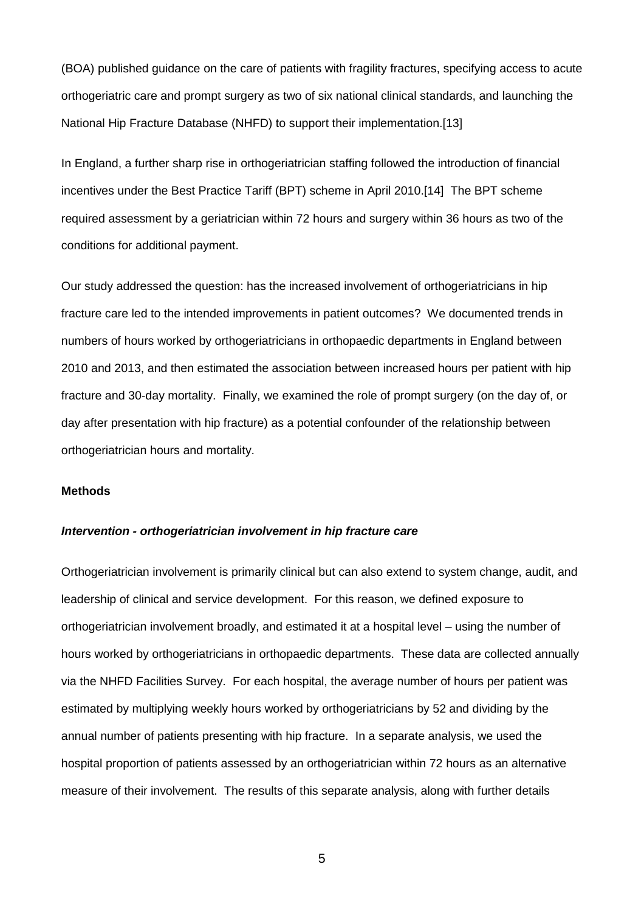(BOA) published guidance on the care of patients with fragility fractures, specifying access to acute orthogeriatric care and prompt surgery as two of six national clinical standards, and launching the National Hip Fracture Database (NHFD) to support their implementation.[13]

In England, a further sharp rise in orthogeriatrician staffing followed the introduction of financial incentives under the Best Practice Tariff (BPT) scheme in April 2010.[14] The BPT scheme required assessment by a geriatrician within 72 hours and surgery within 36 hours as two of the conditions for additional payment.

Our study addressed the question: has the increased involvement of orthogeriatricians in hip fracture care led to the intended improvements in patient outcomes? We documented trends in numbers of hours worked by orthogeriatricians in orthopaedic departments in England between 2010 and 2013, and then estimated the association between increased hours per patient with hip fracture and 30-day mortality. Finally, we examined the role of prompt surgery (on the day of, or day after presentation with hip fracture) as a potential confounder of the relationship between orthogeriatrician hours and mortality.

**Methods**

***Intervention - orthogeriatrician involvement in hip fracture care***

Orthogeriatrician involvement is primarily clinical but can also extend to system change, audit, and leadership of clinical and service development. For this reason, we defined exposure to orthogeriatrician involvement broadly, and estimated it at a hospital level – using the number of hours worked by orthogeriatricians in orthopaedic departments. These data are collected annually via the NHFD Facilities Survey. For each hospital, the average number of hours per patient was estimated by multiplying weekly hours worked by orthogeriatricians by 52 and dividing by the annual number of patients presenting with hip fracture. In a separate analysis, we used the hospital proportion of patients assessed by an orthogeriatrician within 72 hours as an alternative measure of their involvement. The results of this separate analysis, along with further details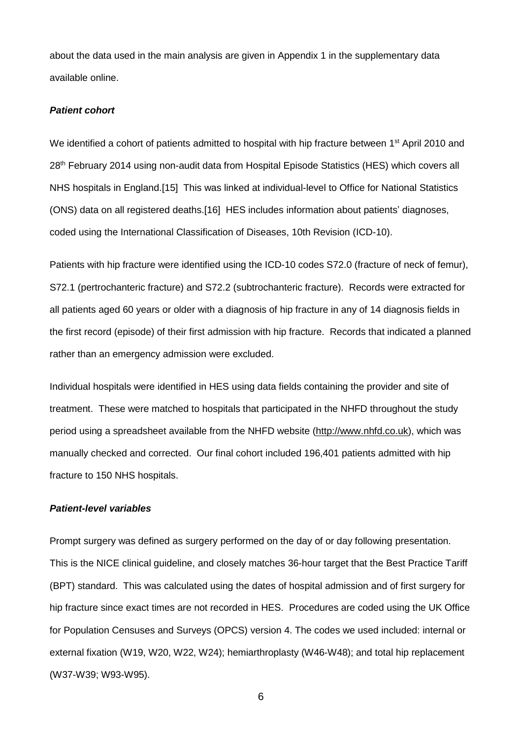about the data used in the main analysis are given in Appendix 1 in the supplementary data available online.

### *Patient cohort*

We identified a cohort of patients admitted to hospital with hip fracture between 1st April 2010 and 28th February 2014 using non-audit data from Hospital Episode Statistics (HES) which covers all NHS hospitals in England.[15] This was linked at individual-level to Office for National Statistics (ONS) data on all registered deaths.[16] HES includes information about patients' diagnoses, coded using the International Classification of Diseases, 10th Revision (ICD-10).

Patients with hip fracture were identified using the ICD-10 codes S72.0 (fracture of neck of femur), S72.1 (pertrochanteric fracture) and S72.2 (subtrochanteric fracture). Records were extracted for all patients aged 60 years or older with a diagnosis of hip fracture in any of 14 diagnosis fields in the first record (episode) of their first admission with hip fracture. Records that indicated a planned rather than an emergency admission were excluded.

Individual hospitals were identified in HES using data fields containing the provider and site of treatment. These were matched to hospitals that participated in the NHFD throughout the study period using a spreadsheet available from the NHFD website (http://www.nhfd.co.uk), which was manually checked and corrected. Our final cohort included 196,401 patients admitted with hip fracture to 150 NHS hospitals.

### *Patient-level variables*

Prompt surgery was defined as surgery performed on the day of or day following presentation. This is the NICE clinical guideline, and closely matches 36-hour target that the Best Practice Tariff (BPT) standard. This was calculated using the dates of hospital admission and of first surgery for hip fracture since exact times are not recorded in HES. Procedures are coded using the UK Office for Population Censuses and Surveys (OPCS) version 4. The codes we used included: internal or external fixation (W19, W20, W22, W24); hemiarthroplasty (W46-W48); and total hip replacement (W37-W39; W93-W95).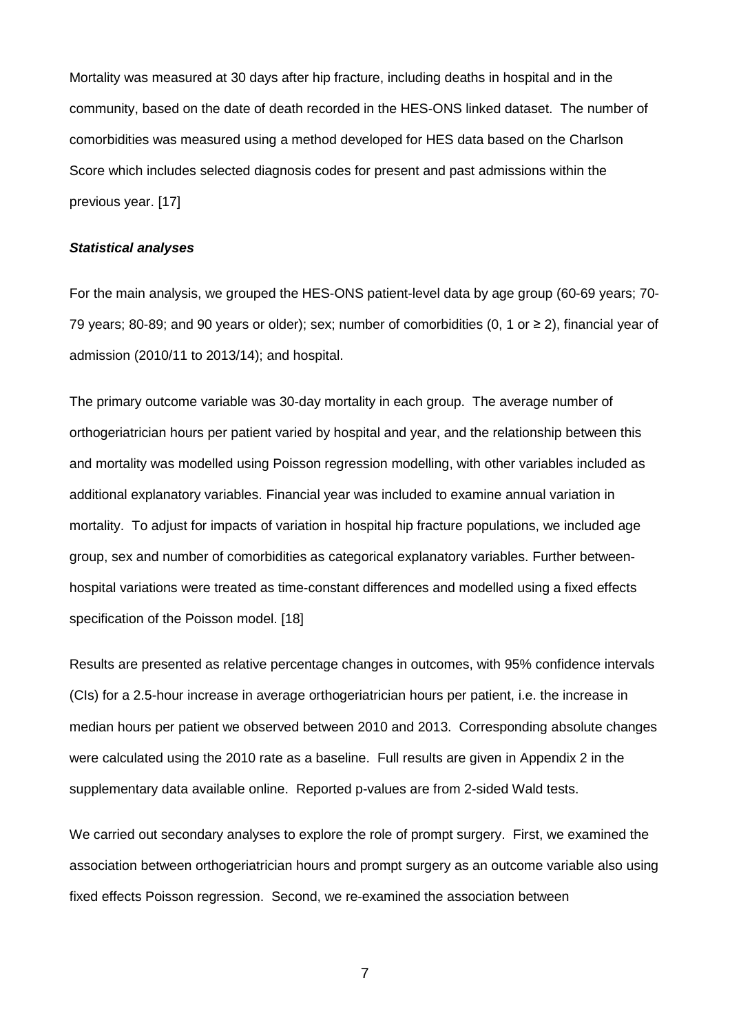Mortality was measured at 30 days after hip fracture, including deaths in hospital and in the community, based on the date of death recorded in the HES-ONS linked dataset. The number of comorbidities was measured using a method developed for HES data based on the Charlson Score which includes selected diagnosis codes for present and past admissions within the previous year. [17]

***Statistical analyses***

For the main analysis, we grouped the HES-ONS patient-level data by age group (60-69 years; 70-79 years; 80-89; and 90 years or older); sex; number of comorbidities (0, 1 or ≥ 2), financial year of admission (2010/11 to 2013/14); and hospital.

The primary outcome variable was 30-day mortality in each group. The average number of orthogeriatrician hours per patient varied by hospital and year, and the relationship between this and mortality was modelled using Poisson regression modelling, with other variables included as additional explanatory variables. Financial year was included to examine annual variation in mortality. To adjust for impacts of variation in hospital hip fracture populations, we included age group, sex and number of comorbidities as categorical explanatory variables. Further between-hospital variations were treated as time-constant differences and modelled using a fixed effects specification of the Poisson model. [18]

Results are presented as relative percentage changes in outcomes, with 95% confidence intervals (CIs) for a 2.5-hour increase in average orthogeriatrician hours per patient, i.e. the increase in median hours per patient we observed between 2010 and 2013. Corresponding absolute changes were calculated using the 2010 rate as a baseline. Full results are given in Appendix 2 in the supplementary data available online. Reported p-values are from 2-sided Wald tests.

We carried out secondary analyses to explore the role of prompt surgery. First, we examined the association between orthogeriatrician hours and prompt surgery as an outcome variable also using fixed effects Poisson regression. Second, we re-examined the association between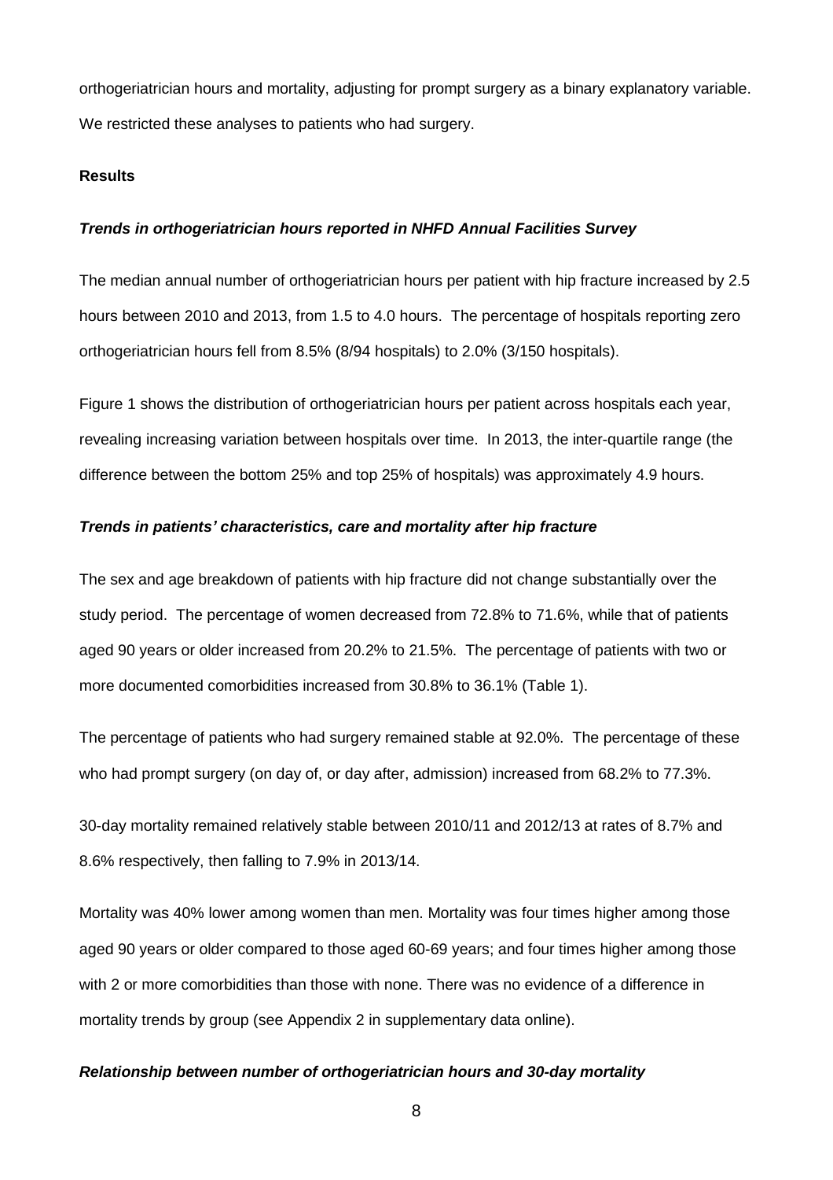orthogeriatrician hours and mortality, adjusting for prompt surgery as a binary explanatory variable. We restricted these analyses to patients who had surgery.

## Results

### *Trends in orthogeriatrician hours reported in NHFD Annual Facilities Survey*

The median annual number of orthogeriatrician hours per patient with hip fracture increased by 2.5 hours between 2010 and 2013, from 1.5 to 4.0 hours. The percentage of hospitals reporting zero orthogeriatrician hours fell from 8.5% (8/94 hospitals) to 2.0% (3/150 hospitals).

Figure 1 shows the distribution of orthogeriatrician hours per patient across hospitals each year, revealing increasing variation between hospitals over time. In 2013, the inter-quartile range (the difference between the bottom 25% and top 25% of hospitals) was approximately 4.9 hours.

### *Trends in patients' characteristics, care and mortality after hip fracture*

The sex and age breakdown of patients with hip fracture did not change substantially over the study period. The percentage of women decreased from 72.8% to 71.6%, while that of patients aged 90 years or older increased from 20.2% to 21.5%. The percentage of patients with two or more documented comorbidities increased from 30.8% to 36.1% (Table 1).

The percentage of patients who had surgery remained stable at 92.0%. The percentage of these who had prompt surgery (on day of, or day after, admission) increased from 68.2% to 77.3%.

30-day mortality remained relatively stable between 2010/11 and 2012/13 at rates of 8.7% and 8.6% respectively, then falling to 7.9% in 2013/14.

Mortality was 40% lower among women than men. Mortality was four times higher among those aged 90 years or older compared to those aged 60-69 years; and four times higher among those with 2 or more comorbidities than those with none. There was no evidence of a difference in mortality trends by group (see Appendix 2 in supplementary data online).

### *Relationship between number of orthogeriatrician hours and 30-day mortality*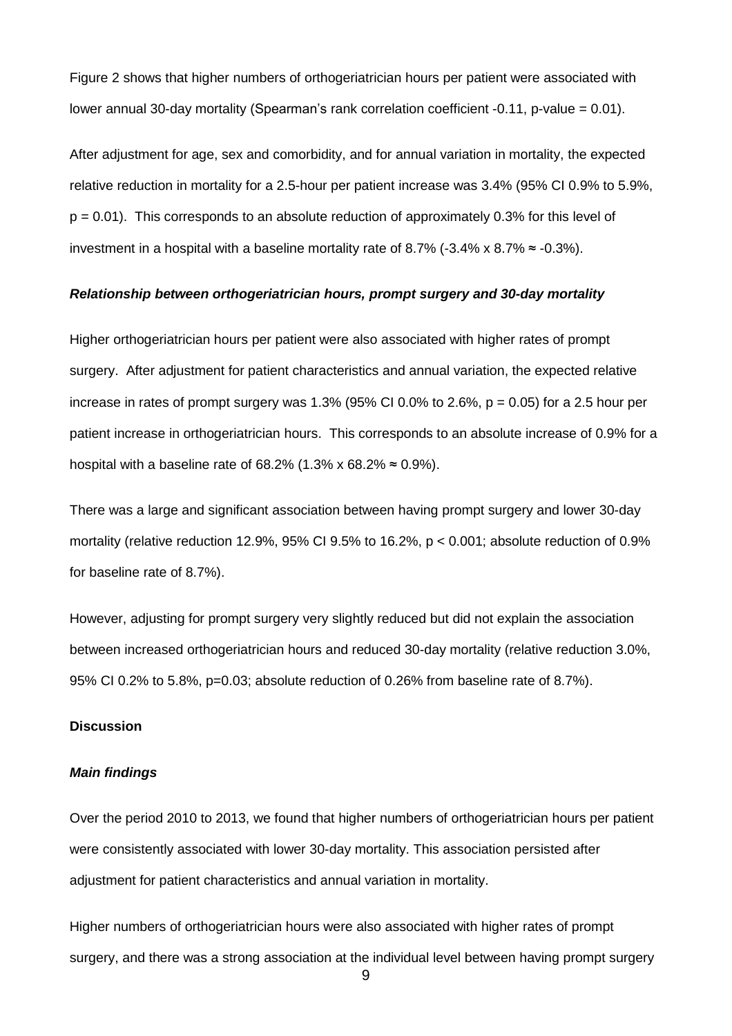Figure 2 shows that higher numbers of orthogeriatrician hours per patient were associated with lower annual 30-day mortality (Spearman's rank correlation coefficient -0.11, p-value = 0.01).

After adjustment for age, sex and comorbidity, and for annual variation in mortality, the expected relative reduction in mortality for a 2.5-hour per patient increase was 3.4% (95% CI 0.9% to 5.9%, $p = 0.01$). This corresponds to an absolute reduction of approximately 0.3% for this level of investment in a hospital with a baseline mortality rate of 8.7% (-3.4% x 8.7% ≈ -0.3%).

### *Relationship between orthogeriatrician hours, prompt surgery and 30-day mortality*

Higher orthogeriatrician hours per patient were also associated with higher rates of prompt surgery. After adjustment for patient characteristics and annual variation, the expected relative increase in rates of prompt surgery was 1.3% (95% CI 0.0% to 2.6%, $p = 0.05$) for a 2.5 hour per patient increase in orthogeriatrician hours. This corresponds to an absolute increase of 0.9% for a hospital with a baseline rate of 68.2% (1.3% x 68.2% ≈ 0.9%).

There was a large and significant association between having prompt surgery and lower 30-day mortality (relative reduction 12.9%, 95% CI 9.5% to 16.2%, $p < 0.001$; absolute reduction of 0.9% for baseline rate of 8.7%).

However, adjusting for prompt surgery very slightly reduced but did not explain the association between increased orthogeriatrician hours and reduced 30-day mortality (relative reduction 3.0%, 95% CI 0.2% to 5.8%, $p=0.03$; absolute reduction of 0.26% from baseline rate of 8.7%).

## Discussion

### *Main findings*

Over the period 2010 to 2013, we found that higher numbers of orthogeriatrician hours per patient were consistently associated with lower 30-day mortality. This association persisted after adjustment for patient characteristics and annual variation in mortality.

Higher numbers of orthogeriatrician hours were also associated with higher rates of prompt surgery, and there was a strong association at the individual level between having prompt surgery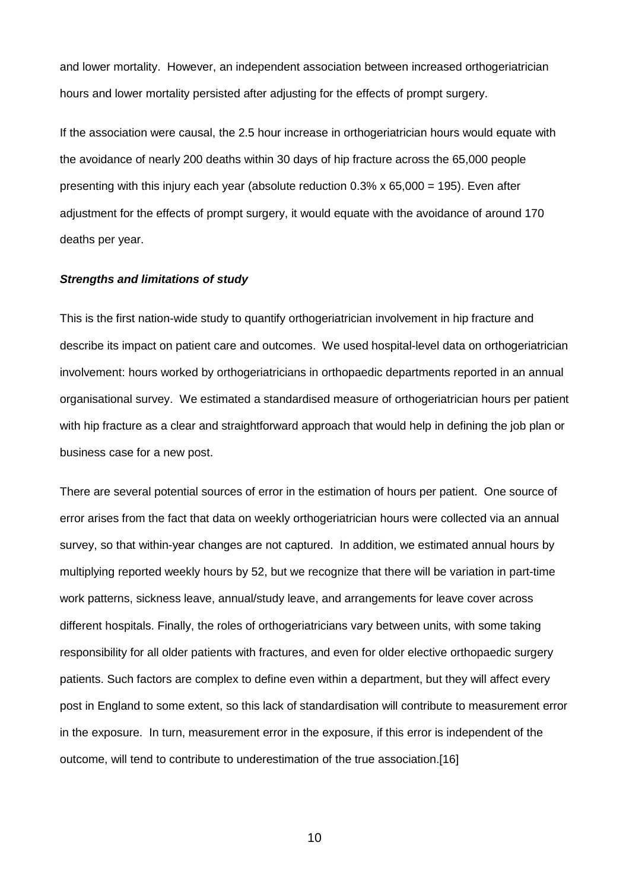and lower mortality. However, an independent association between increased orthogeriatrician hours and lower mortality persisted after adjusting for the effects of prompt surgery.

If the association were causal, the 2.5 hour increase in orthogeriatrician hours would equate with the avoidance of nearly 200 deaths within 30 days of hip fracture across the 65,000 people presenting with this injury each year (absolute reduction 0.3% x 65,000 = 195). Even after adjustment for the effects of prompt surgery, it would equate with the avoidance of around 170 deaths per year.

***Strengths and limitations of study***

This is the first nation-wide study to quantify orthogeriatrician involvement in hip fracture and describe its impact on patient care and outcomes. We used hospital-level data on orthogeriatrician involvement: hours worked by orthogeriatricians in orthopaedic departments reported in an annual organisational survey. We estimated a standardised measure of orthogeriatrician hours per patient with hip fracture as a clear and straightforward approach that would help in defining the job plan or business case for a new post.

There are several potential sources of error in the estimation of hours per patient. One source of error arises from the fact that data on weekly orthogeriatrician hours were collected via an annual survey, so that within-year changes are not captured. In addition, we estimated annual hours by multiplying reported weekly hours by 52, but we recognize that there will be variation in part-time work patterns, sickness leave, annual/study leave, and arrangements for leave cover across different hospitals. Finally, the roles of orthogeriatricians vary between units, with some taking responsibility for all older patients with fractures, and even for older elective orthopaedic surgery patients. Such factors are complex to define even within a department, but they will affect every post in England to some extent, so this lack of standardisation will contribute to measurement error in the exposure. In turn, measurement error in the exposure, if this error is independent of the outcome, will tend to contribute to underestimation of the true association.[16]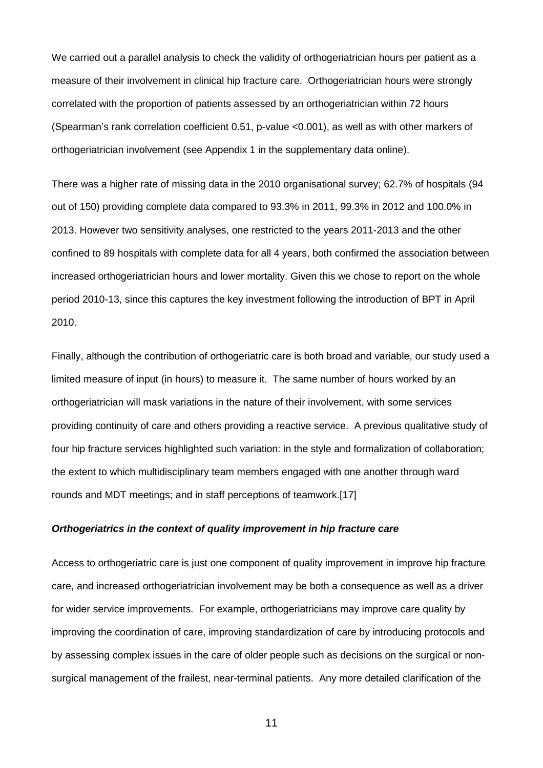We carried out a parallel analysis to check the validity of orthogeriatrician hours per patient as a measure of their involvement in clinical hip fracture care. Orthogeriatrician hours were strongly correlated with the proportion of patients assessed by an orthogeriatrician within 72 hours (Spearman's rank correlation coefficient 0.51, p-value <0.001), as well as with other markers of orthogeriatrician involvement (see Appendix 1 in the supplementary data online).

There was a higher rate of missing data in the 2010 organisational survey; 62.7% of hospitals (94 out of 150) providing complete data compared to 93.3% in 2011, 99.3% in 2012 and 100.0% in 2013. However two sensitivity analyses, one restricted to the years 2011-2013 and the other confined to 89 hospitals with complete data for all 4 years, both confirmed the association between increased orthogeriatrician hours and lower mortality. Given this we chose to report on the whole period 2010-13, since this captures the key investment following the introduction of BPT in April 2010.

Finally, although the contribution of orthogeriatric care is both broad and variable, our study used a limited measure of input (in hours) to measure it. The same number of hours worked by an orthogeriatrician will mask variations in the nature of their involvement, with some services providing continuity of care and others providing a reactive service. A previous qualitative study of four hip fracture services highlighted such variation: in the style and formalization of collaboration; the extent to which multidisciplinary team members engaged with one another through ward rounds and MDT meetings; and in staff perceptions of teamwork.[17]

### *Orthogeriatrics in the context of quality improvement in hip fracture care*

Access to orthogeriatric care is just one component of quality improvement in improve hip fracture care, and increased orthogeriatrician involvement may be both a consequence as well as a driver for wider service improvements. For example, orthogeriatricians may improve care quality by improving the coordination of care, improving standardization of care by introducing protocols and by assessing complex issues in the care of older people such as decisions on the surgical or non-surgical management of the frailest, near-terminal patients. Any more detailed clarification of the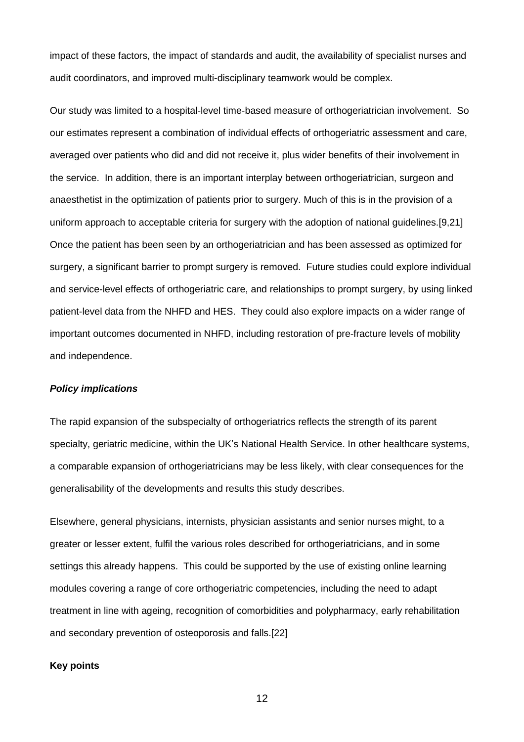impact of these factors, the impact of standards and audit, the availability of specialist nurses and audit coordinators, and improved multi-disciplinary teamwork would be complex.

Our study was limited to a hospital-level time-based measure of orthogeriatrician involvement. So our estimates represent a combination of individual effects of orthogeriatric assessment and care, averaged over patients who did and did not receive it, plus wider benefits of their involvement in the service. In addition, there is an important interplay between orthogeriatrician, surgeon and anaesthetist in the optimization of patients prior to surgery. Much of this is in the provision of a uniform approach to acceptable criteria for surgery with the adoption of national guidelines.[9,21] Once the patient has been seen by an orthogeriatrician and has been assessed as optimized for surgery, a significant barrier to prompt surgery is removed. Future studies could explore individual and service-level effects of orthogeriatric care, and relationships to prompt surgery, by using linked patient-level data from the NHFD and HES. They could also explore impacts on a wider range of important outcomes documented in NHFD, including restoration of pre-fracture levels of mobility and independence.

### ***Policy implications***

The rapid expansion of the subspecialty of orthogeriatrics reflects the strength of its parent specialty, geriatric medicine, within the UK's National Health Service. In other healthcare systems, a comparable expansion of orthogeriatricians may be less likely, with clear consequences for the generalisability of the developments and results this study describes.

Elsewhere, general physicians, internists, physician assistants and senior nurses might, to a greater or lesser extent, fulfil the various roles described for orthogeriatricians, and in some settings this already happens. This could be supported by the use of existing online learning modules covering a range of core orthogeriatric competencies, including the need to adapt treatment in line with ageing, recognition of comorbidities and polypharmacy, early rehabilitation and secondary prevention of osteoporosis and falls.[22]

## **Key points**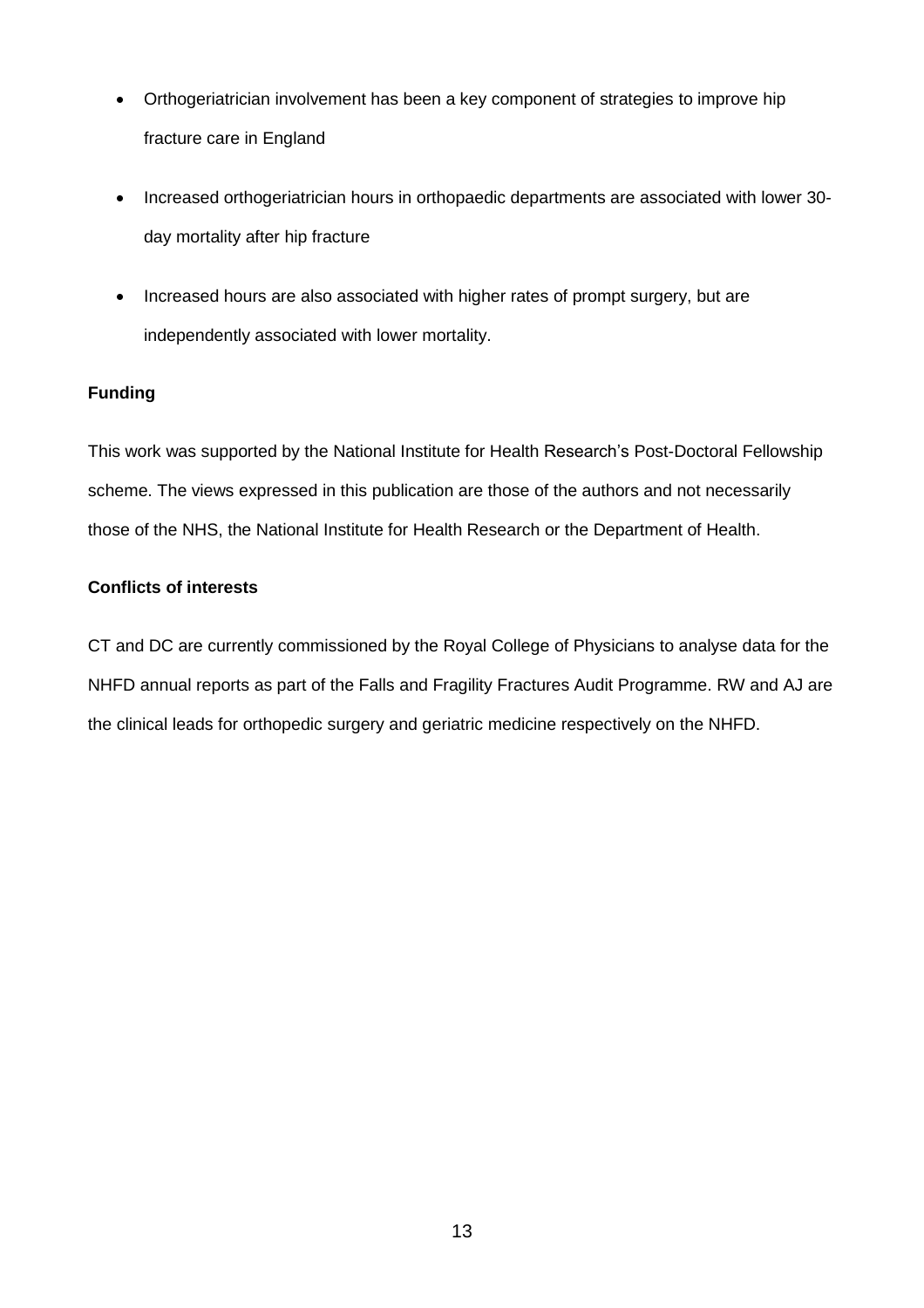- Orthogeriatrician involvement has been a key component of strategies to improve hip fracture care in England
- Increased orthogeriatrician hours in orthopaedic departments are associated with lower 30-day mortality after hip fracture
- Increased hours are also associated with higher rates of prompt surgery, but are independently associated with lower mortality.

**Funding**

This work was supported by the National Institute for Health Research's Post-Doctoral Fellowship scheme. The views expressed in this publication are those of the authors and not necessarily those of the NHS, the National Institute for Health Research or the Department of Health.

**Conflicts of interests**

CT and DC are currently commissioned by the Royal College of Physicians to analyse data for the NHFD annual reports as part of the Falls and Fragility Fractures Audit Programme. RW and AJ are the clinical leads for orthopedic surgery and geriatric medicine respectively on the NHFD.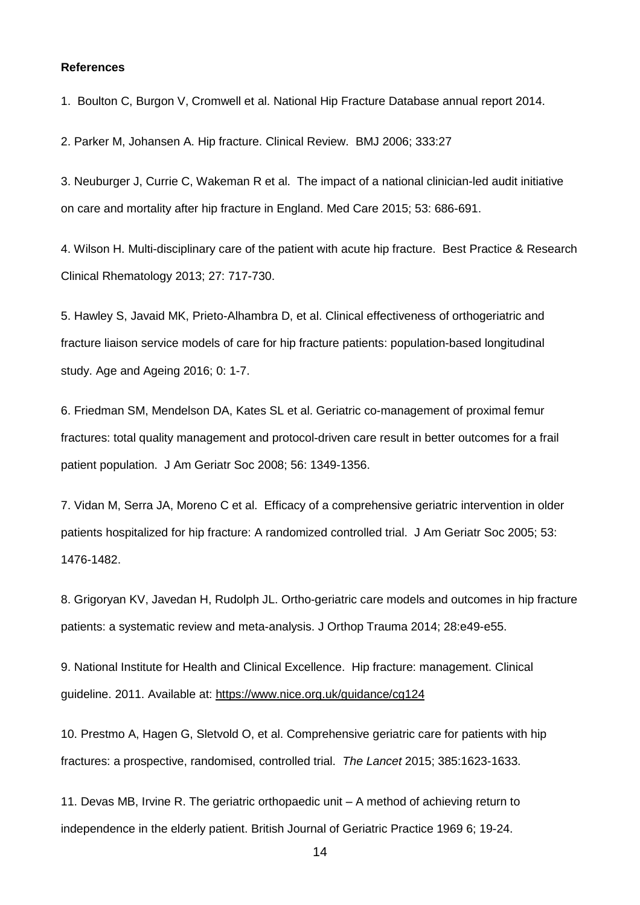**References**

1. Boulton C, Burgon V, Cromwell et al. National Hip Fracture Database annual report 2014.

2. Parker M, Johansen A. Hip fracture. Clinical Review. BMJ 2006; 333:27

3. Neuburger J, Currie C, Wakeman R et al. The impact of a national clinician-led audit initiative on care and mortality after hip fracture in England. Med Care 2015; 53: 686-691.

4. Wilson H. Multi-disciplinary care of the patient with acute hip fracture. Best Practice & Research Clinical Rhematology 2013; 27: 717-730.

5. Hawley S, Javaid MK, Prieto-Alhambra D, et al. Clinical effectiveness of orthogeriatric and fracture liaison service models of care for hip fracture patients: population-based longitudinal study. Age and Ageing 2016; 0: 1-7.

6. Friedman SM, Mendelson DA, Kates SL et al. Geriatric co-management of proximal femur fractures: total quality management and protocol-driven care result in better outcomes for a frail patient population. J Am Geriatr Soc 2008; 56: 1349-1356.

7. Vidan M, Serra JA, Moreno C et al. Efficacy of a comprehensive geriatric intervention in older patients hospitalized for hip fracture: A randomized controlled trial. J Am Geriatr Soc 2005; 53: 1476-1482.

8. Grigoryan KV, Javedan H, Rudolph JL. Ortho-geriatric care models and outcomes in hip fracture patients: a systematic review and meta-analysis. J Orthop Trauma 2014; 28:e49-e55.

9. National Institute for Health and Clinical Excellence. Hip fracture: management. Clinical guideline. 2011. Available at: https://www.nice.org.uk/guidance/cg124

10. Prestmo A, Hagen G, Sletvold O, et al. Comprehensive geriatric care for patients with hip fractures: a prospective, randomised, controlled trial. *The Lancet* 2015; 385:1623-1633.

11. Devas MB, Irvine R. The geriatric orthopaedic unit – A method of achieving return to independence in the elderly patient. British Journal of Geriatric Practice 1969 6; 19-24.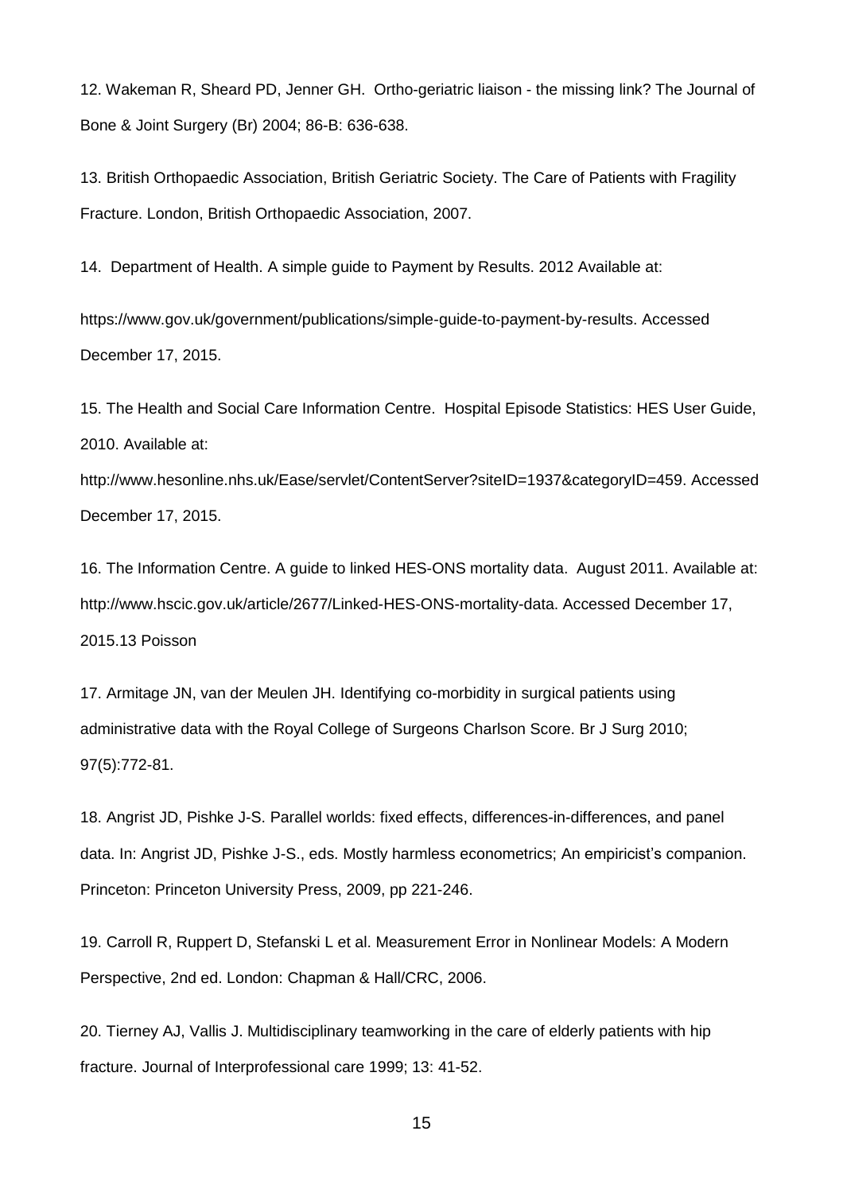12. Wakeman R, Sheard PD, Jenner GH. Ortho-geriatric liaison - the missing link? The Journal of Bone & Joint Surgery (Br) 2004; 86-B: 636-638.

13. British Orthopaedic Association, British Geriatric Society. The Care of Patients with Fragility Fracture. London, British Orthopaedic Association, 2007.

14. Department of Health. A simple guide to Payment by Results. 2012 Available at:

https://www.gov.uk/government/publications/simple-guide-to-payment-by-results. Accessed December 17, 2015.

15. The Health and Social Care Information Centre. Hospital Episode Statistics: HES User Guide, 2010. Available at:

http://www.hesonline.nhs.uk/Ease/servlet/ContentServer?siteID=1937&categoryID=459. Accessed December 17, 2015.

16. The Information Centre. A guide to linked HES-ONS mortality data. August 2011. Available at: http://www.hscic.gov.uk/article/2677/Linked-HES-ONS-mortality-data. Accessed December 17, 2015.13 Poisson

17. Armitage JN, van der Meulen JH. Identifying co-morbidity in surgical patients using administrative data with the Royal College of Surgeons Charlson Score. Br J Surg 2010; 97(5):772-81.

18. Angrist JD, Pishke J-S. Parallel worlds: fixed effects, differences-in-differences, and panel data. In: Angrist JD, Pishke J-S., eds. Mostly harmless econometrics; An empiricist's companion. Princeton: Princeton University Press, 2009, pp 221-246.

19. Carroll R, Ruppert D, Stefanski L et al. Measurement Error in Nonlinear Models: A Modern Perspective, 2nd ed. London: Chapman & Hall/CRC, 2006.

20. Tierney AJ, Vallis J. Multidisciplinary teamworking in the care of elderly patients with hip fracture. Journal of Interprofessional care 1999; 13: 41-52.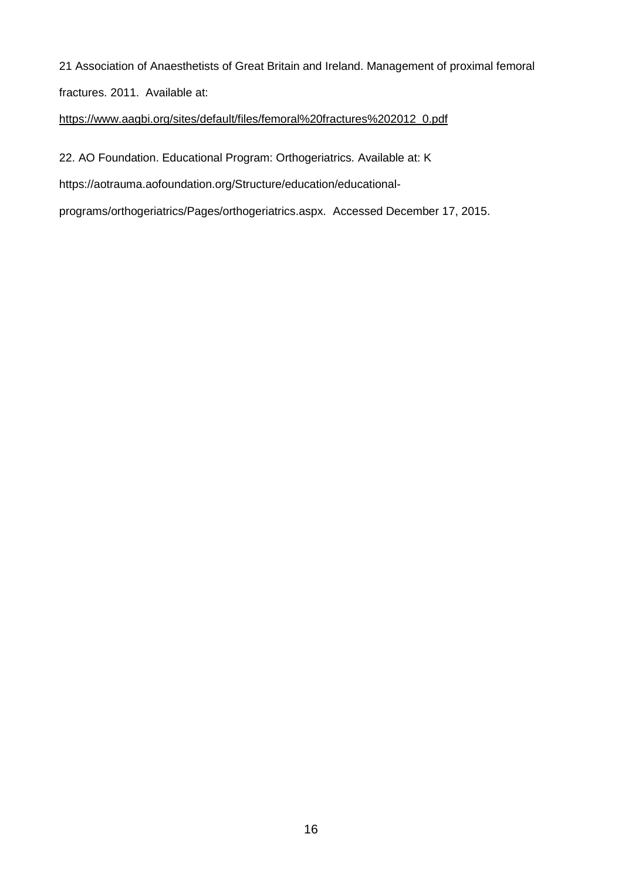21 Association of Anaesthetists of Great Britain and Ireland. Management of proximal femoral fractures. 2011. Available at: https://www.aagbi.org/sites/default/files/femoral%20fractures%202012_0.pdf

22. AO Foundation. Educational Program: Orthogeriatrics. Available at: K https://aotrauma.aofoundation.org/Structure/education/educational-programs/orthogeriatrics/Pages/orthogeriatrics.aspx. Accessed December 17, 2015.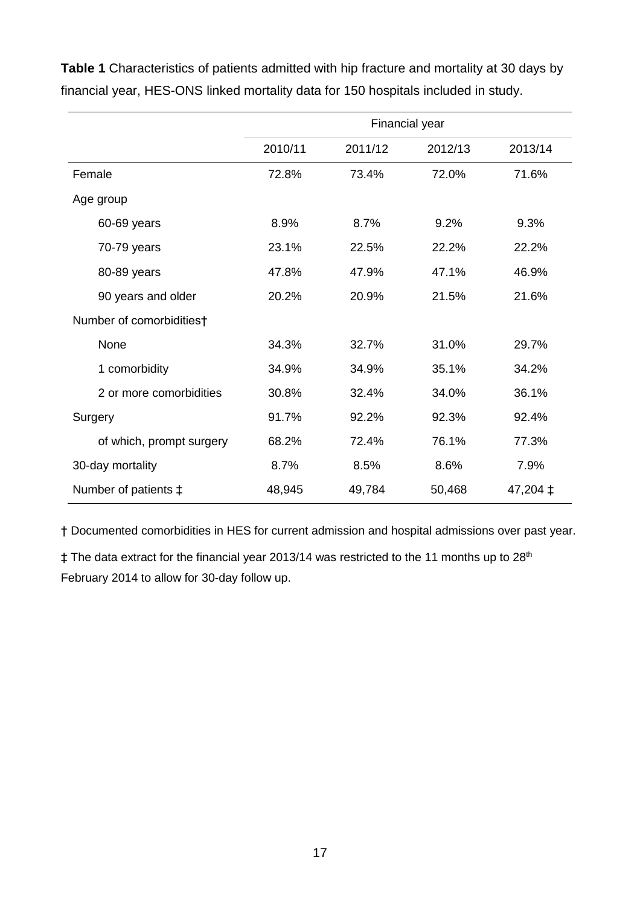**Table 1** Characteristics of patients admitted with hip fracture and mortality at 30 days by financial year, HES-ONS linked mortality data for 150 hospitals included in study.

| | Financial year | | | |
|---|---|---|---|---|
| | 2010/11 | 2011/12 | 2012/13 | 2013/14 |
| Female | 72.8% | 73.4% | 72.0% | 71.6% |
| Age group | | | | |
| 60-69 years | 8.9% | 8.7% | 9.2% | 9.3% |
| 70-79 years | 23.1% | 22.5% | 22.2% | 22.2% |
| 80-89 years | 47.8% | 47.9% | 47.1% | 46.9% |
| 90 years and older | 20.2% | 20.9% | 21.5% | 21.6% |
| Number of comorbidities† | | | | |
| None | 34.3% | 32.7% | 31.0% | 29.7% |
| 1 comorbidity | 34.9% | 34.9% | 35.1% | 34.2% |
| 2 or more comorbidities | 30.8% | 32.4% | 34.0% | 36.1% |
| Surgery | 91.7% | 92.2% | 92.3% | 92.4% |
| of which, prompt surgery | 68.2% | 72.4% | 76.1% | 77.3% |
| 30-day mortality | 8.7% | 8.5% | 8.6% | 7.9% |
| Number of patients ‡ | 48,945 | 49,784 | 50,468 | 47,204 ‡ |

† Documented comorbidities in HES for current admission and hospital admissions over past year.

‡ The data extract for the financial year 2013/14 was restricted to the 11 months up to 28th February 2014 to allow for 30-day follow up.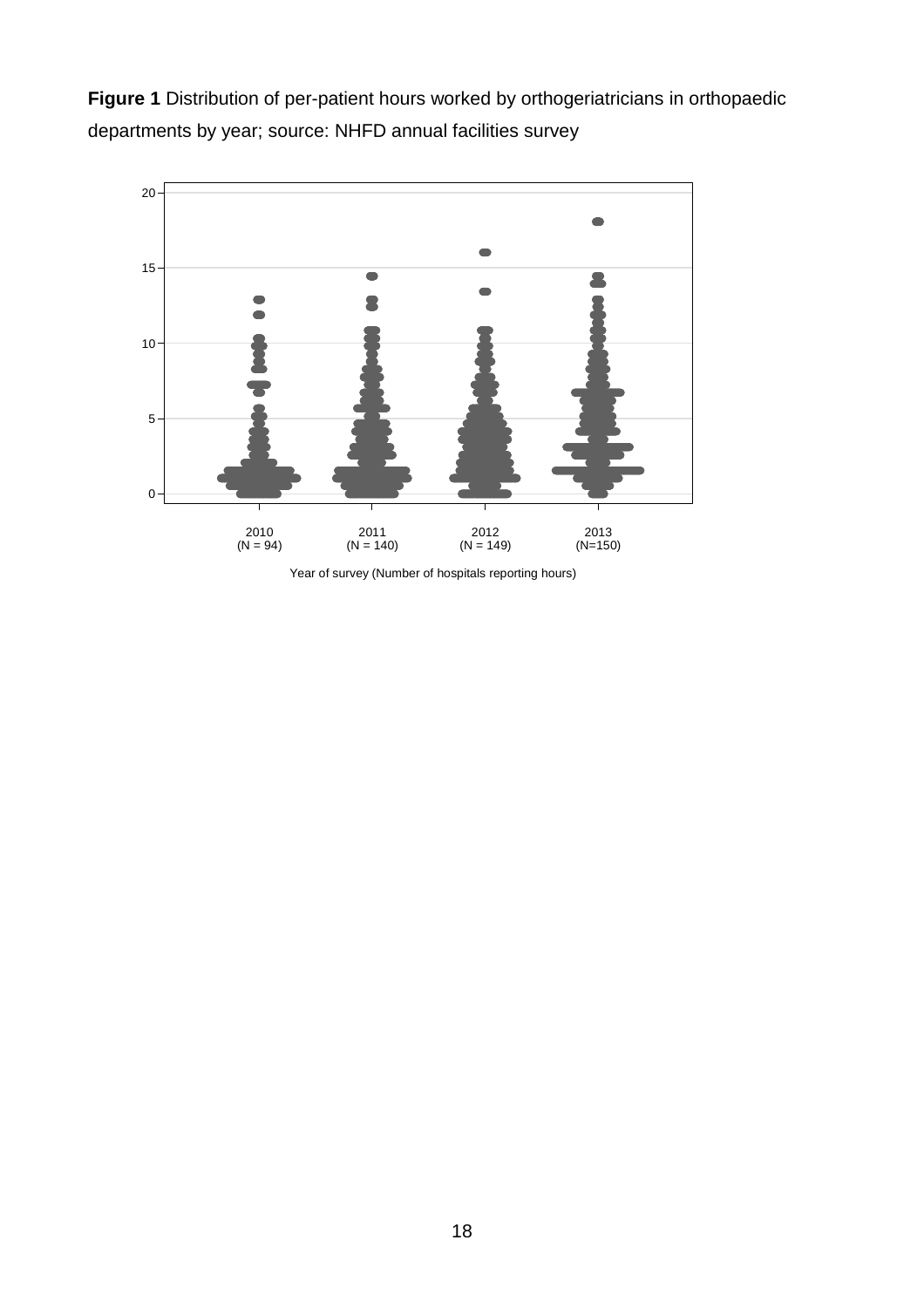**Figure 1** Distribution of per-patient hours worked by orthogeriatricians in orthopaedic departments by year; source: NHFD annual facilities survey

Year of survey (Number of hospitals reporting hours)

2010 (N = 94) | 2011 (N = 140) | 2012 (N = 149) | 2013 (N=150)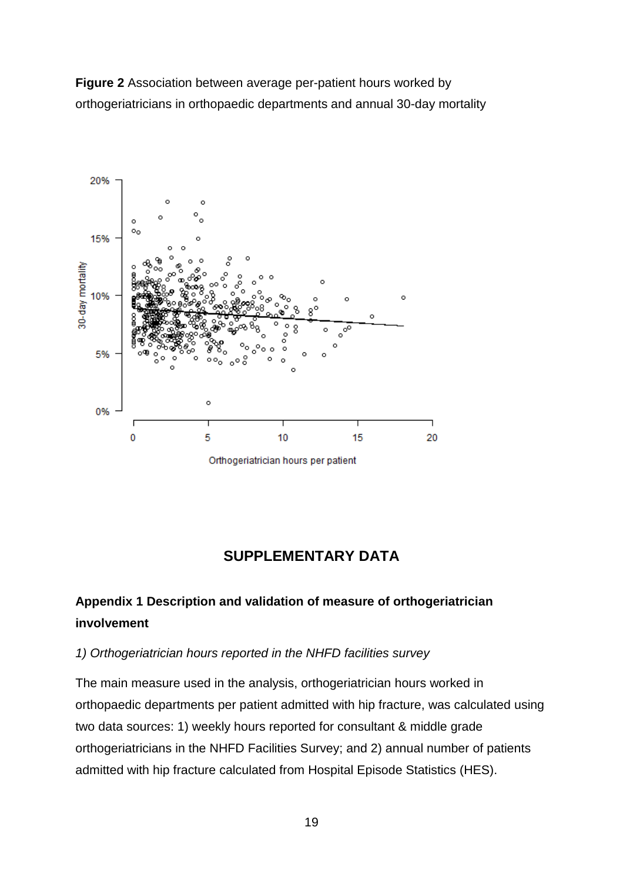**Figure 2** Association between average per-patient hours worked by orthogeriatricians in orthopaedic departments and annual 30-day mortality

## SUPPLEMENTARY DATA

### Appendix 1 Description and validation of measure of orthogeriatrician involvement

*1) Orthogeriatrician hours reported in the NHFD facilities survey*

The main measure used in the analysis, orthogeriatrician hours worked in orthopaedic departments per patient admitted with hip fracture, was calculated using two data sources: 1) weekly hours reported for consultant & middle grade orthogeriatricians in the NHFD Facilities Survey; and 2) annual number of patients admitted with hip fracture calculated from Hospital Episode Statistics (HES).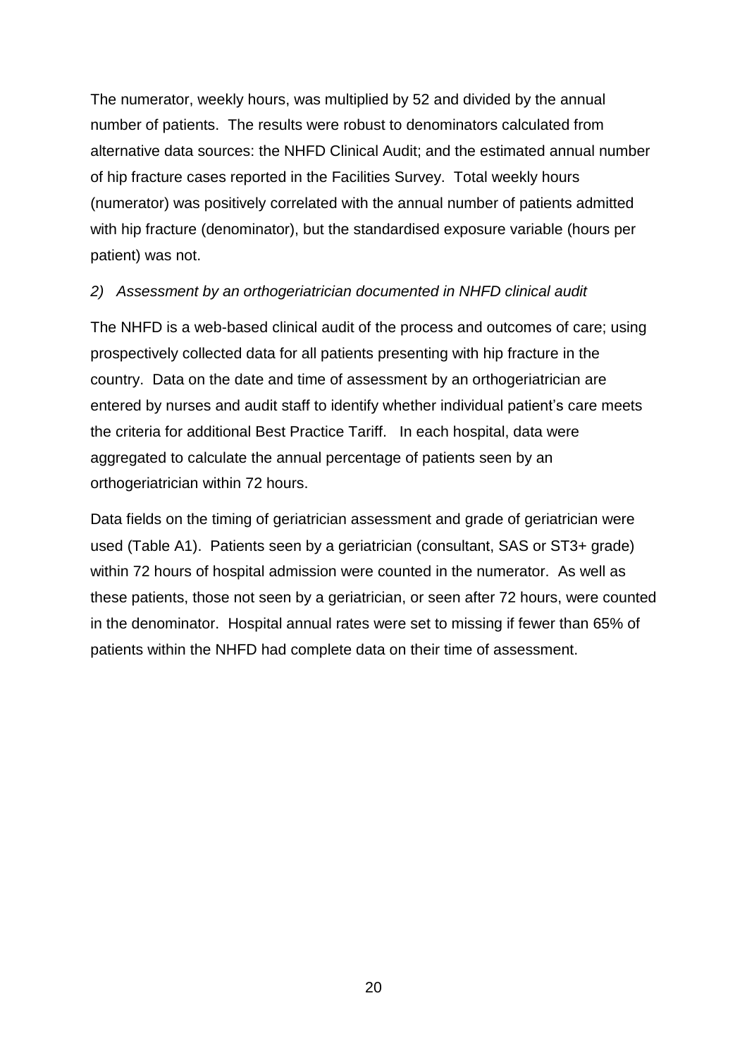The numerator, weekly hours, was multiplied by 52 and divided by the annual number of patients. The results were robust to denominators calculated from alternative data sources: the NHFD Clinical Audit; and the estimated annual number of hip fracture cases reported in the Facilities Survey. Total weekly hours (numerator) was positively correlated with the annual number of patients admitted with hip fracture (denominator), but the standardised exposure variable (hours per patient) was not.

*2) Assessment by an orthogeriatrician documented in NHFD clinical audit*

The NHFD is a web-based clinical audit of the process and outcomes of care; using prospectively collected data for all patients presenting with hip fracture in the country. Data on the date and time of assessment by an orthogeriatrician are entered by nurses and audit staff to identify whether individual patient's care meets the criteria for additional Best Practice Tariff. In each hospital, data were aggregated to calculate the annual percentage of patients seen by an orthogeriatrician within 72 hours.

Data fields on the timing of geriatrician assessment and grade of geriatrician were used (Table A1). Patients seen by a geriatrician (consultant, SAS or ST3+ grade) within 72 hours of hospital admission were counted in the numerator. As well as these patients, those not seen by a geriatrician, or seen after 72 hours, were counted in the denominator. Hospital annual rates were set to missing if fewer than 65% of patients within the NHFD had complete data on their time of assessment.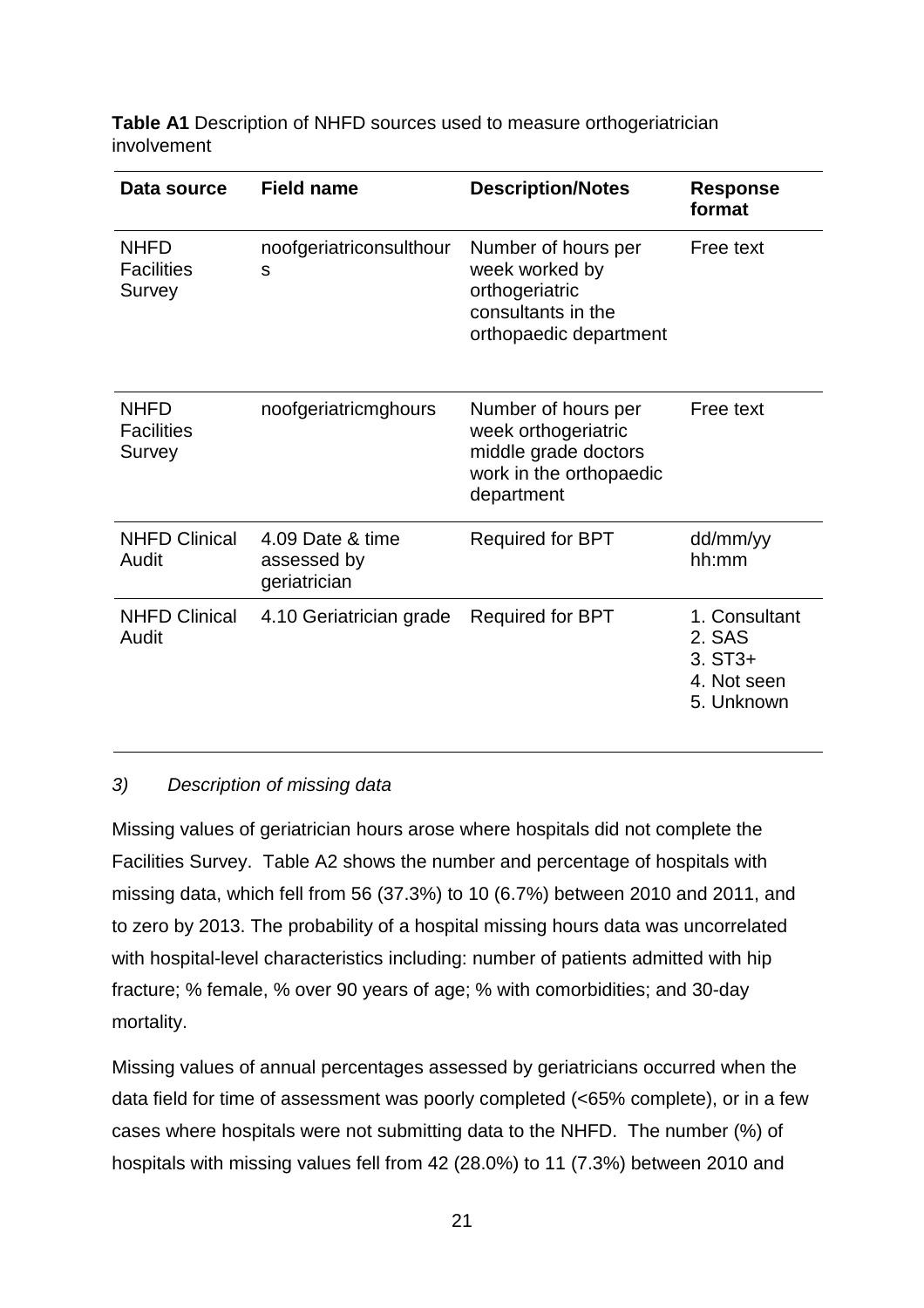**Table A1** Description of NHFD sources used to measure orthogeriatrician involvement

| Data source | Field name | Description/Notes | Response format |
|---|---|---|---|
| NHFD Facilities Survey | noofgeriatricconsulthours | Number of hours per week worked by orthogeriatric consultants in the orthopaedic department | Free text |
| NHFD Facilities Survey | noofgeriatricmghours | Number of hours per week orthogeriatric middle grade doctors work in the orthopaedic department | Free text |
| NHFD Clinical Audit | 4.09 Date & time assessed by geriatrician | Required for BPT | dd/mm/yy hh:mm |
| NHFD Clinical Audit | 4.10 Geriatrician grade | Required for BPT | 1. Consultant<br>2. SAS<br>3. ST3+<br>4. Not seen<br>5. Unknown |

*3) Description of missing data*

Missing values of geriatrician hours arose where hospitals did not complete the Facilities Survey. Table A2 shows the number and percentage of hospitals with missing data, which fell from 56 (37.3%) to 10 (6.7%) between 2010 and 2011, and to zero by 2013. The probability of a hospital missing hours data was uncorrelated with hospital-level characteristics including: number of patients admitted with hip fracture; % female, % over 90 years of age; % with comorbidities; and 30-day mortality.

Missing values of annual percentages assessed by geriatricians occurred when the data field for time of assessment was poorly completed (<65% complete), or in a few cases where hospitals were not submitting data to the NHFD. The number (%) of hospitals with missing values fell from 42 (28.0%) to 11 (7.3%) between 2010 and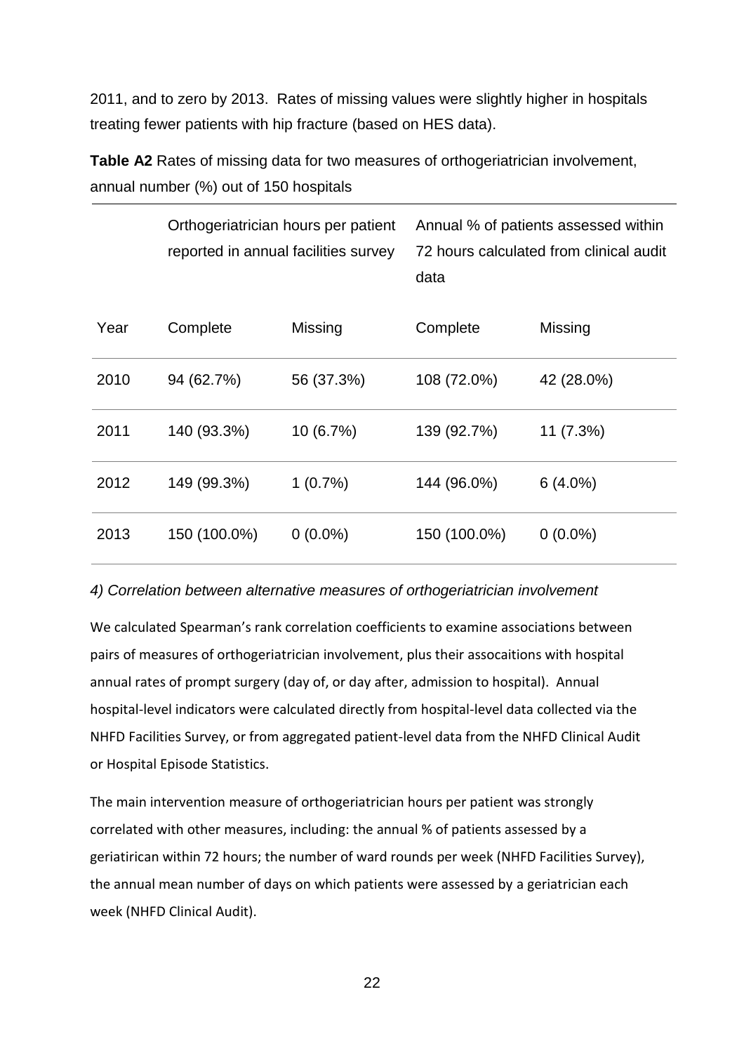2011, and to zero by 2013. Rates of missing values were slightly higher in hospitals treating fewer patients with hip fracture (based on HES data).

**Table A2** Rates of missing data for two measures of orthogeriatrician involvement, annual number (%) out of 150 hospitals

| | Orthogeriatrician hours per patient reported in annual facilities survey | | Annual % of patients assessed within 72 hours calculated from clinical audit data | |
|---|---|---|---|---|
| Year | Complete | Missing | Complete | Missing |
| 2010 | 94 (62.7%) | 56 (37.3%) | 108 (72.0%) | 42 (28.0%) |
| 2011 | 140 (93.3%) | 10 (6.7%) | 139 (92.7%) | 11 (7.3%) |
| 2012 | 149 (99.3%) | 1 (0.7%) | 144 (96.0%) | 6 (4.0%) |
| 2013 | 150 (100.0%) | 0 (0.0%) | 150 (100.0%) | 0 (0.0%) |

*4) Correlation between alternative measures of orthogeriatrician involvement*

We calculated Spearman's rank correlation coefficients to examine associations between pairs of measures of orthogeriatrician involvement, plus their assocaitions with hospital annual rates of prompt surgery (day of, or day after, admission to hospital). Annual hospital-level indicators were calculated directly from hospital-level data collected via the NHFD Facilities Survey, or from aggregated patient-level data from the NHFD Clinical Audit or Hospital Episode Statistics.

The main intervention measure of orthogeriatrician hours per patient was strongly correlated with other measures, including: the annual % of patients assessed by a geriatirican within 72 hours; the number of ward rounds per week (NHFD Facilities Survey), the annual mean number of days on which patients were assessed by a geriatrician each week (NHFD Clinical Audit).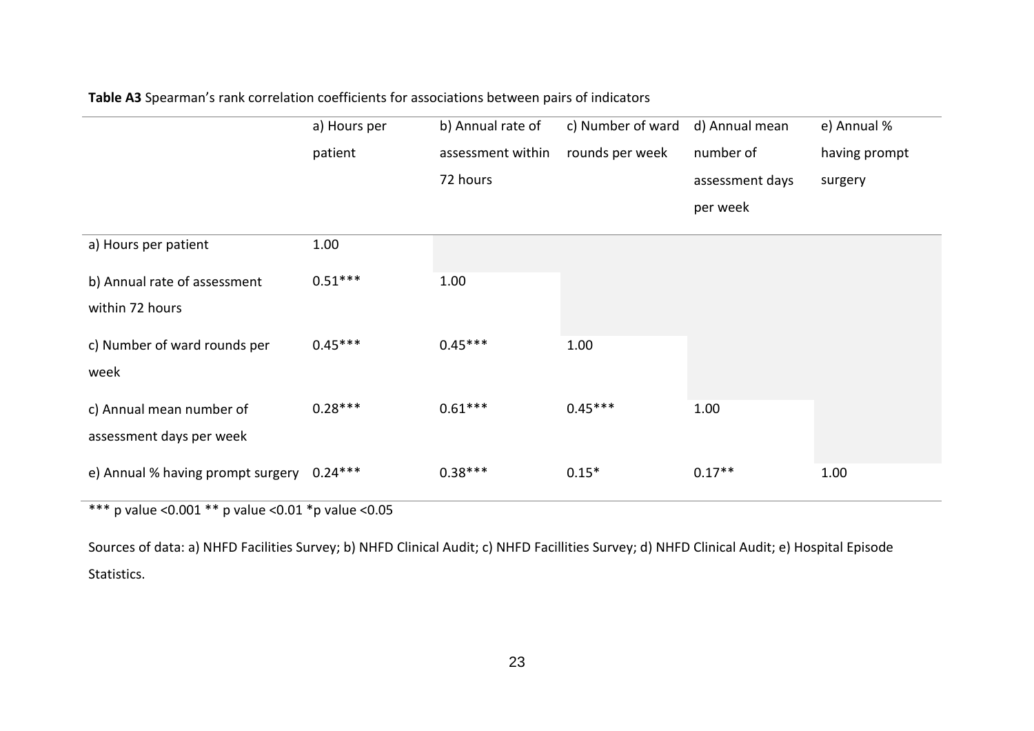**Table A3** Spearman's rank correlation coefficients for associations between pairs of indicators

| | a) Hours per patient | b) Annual rate of assessment within 72 hours | c) Number of ward rounds per week | d) Annual mean number of assessment days per week | e) Annual % having prompt surgery |
|---|---|---|---|---|---|
| a) Hours per patient | 1.00 | | | | |
| b) Annual rate of assessment within 72 hours | 0.51*** | 1.00 | | | |
| c) Number of ward rounds per week | 0.45*** | 0.45*** | 1.00 | | |
| c) Annual mean number of assessment days per week | 0.28*** | 0.61*** | 0.45*** | 1.00 | |
| e) Annual % having prompt surgery | 0.24*** | 0.38*** | 0.15* | 0.17** | 1.00 |

*** p value <0.001 ** p value <0.01 *p value <0.05

Sources of data: a) NHFD Facilities Survey; b) NHFD Clinical Audit; c) NHFD Facillities Survey; d) NHFD Clinical Audit; e) Hospital Episode Statistics.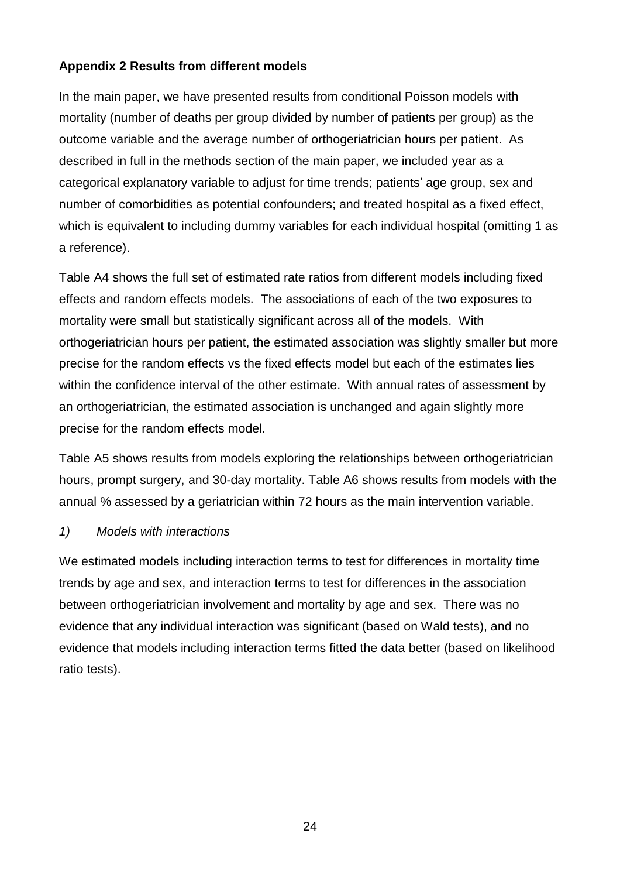**Appendix 2 Results from different models**

In the main paper, we have presented results from conditional Poisson models with mortality (number of deaths per group divided by number of patients per group) as the outcome variable and the average number of orthogeriatrician hours per patient. As described in full in the methods section of the main paper, we included year as a categorical explanatory variable to adjust for time trends; patients' age group, sex and number of comorbidities as potential confounders; and treated hospital as a fixed effect, which is equivalent to including dummy variables for each individual hospital (omitting 1 as a reference).

Table A4 shows the full set of estimated rate ratios from different models including fixed effects and random effects models. The associations of each of the two exposures to mortality were small but statistically significant across all of the models. With orthogeriatrician hours per patient, the estimated association was slightly smaller but more precise for the random effects vs the fixed effects model but each of the estimates lies within the confidence interval of the other estimate. With annual rates of assessment by an orthogeriatrician, the estimated association is unchanged and again slightly more precise for the random effects model.

Table A5 shows results from models exploring the relationships between orthogeriatrician hours, prompt surgery, and 30-day mortality. Table A6 shows results from models with the annual % assessed by a geriatrician within 72 hours as the main intervention variable.

*1) Models with interactions*

We estimated models including interaction terms to test for differences in mortality time trends by age and sex, and interaction terms to test for differences in the association between orthogeriatrician involvement and mortality by age and sex. There was no evidence that any individual interaction was significant (based on Wald tests), and no evidence that models including interaction terms fitted the data better (based on likelihood ratio tests).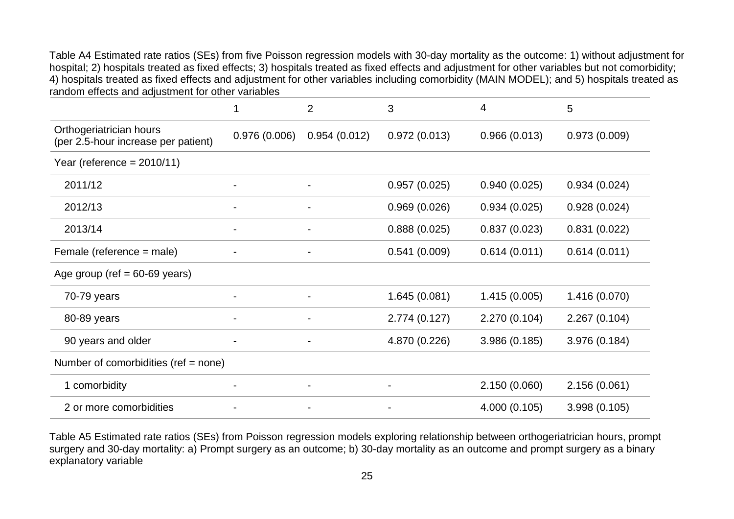Table A4 Estimated rate ratios (SEs) from five Poisson regression models with 30-day mortality as the outcome: 1) without adjustment for hospital; 2) hospitals treated as fixed effects; 3) hospitals treated as fixed effects and adjustment for other variables but not comorbidity; 4) hospitals treated as fixed effects and adjustment for other variables including comorbidity (MAIN MODEL); and 5) hospitals treated as random effects and adjustment for other variables

| | 1 | 2 | 3 | 4 | 5 |
|---|---|---|---|---|---|
| Orthogeriatrician hours (per 2.5-hour increase per patient) | 0.976 (0.006) | 0.954 (0.012) | 0.972 (0.013) | 0.966 (0.013) | 0.973 (0.009) |
| Year (reference = 2010/11) | | | | | |
| 2011/12 | - | - | 0.957 (0.025) | 0.940 (0.025) | 0.934 (0.024) |
| 2012/13 | - | - | 0.969 (0.026) | 0.934 (0.025) | 0.928 (0.024) |
| 2013/14 | - | - | 0.888 (0.025) | 0.837 (0.023) | 0.831 (0.022) |
| Female (reference = male) | - | - | 0.541 (0.009) | 0.614 (0.011) | 0.614 (0.011) |
| Age group (ref = 60-69 years) | | | | | |
| 70-79 years | - | - | 1.645 (0.081) | 1.415 (0.005) | 1.416 (0.070) |
| 80-89 years | - | - | 2.774 (0.127) | 2.270 (0.104) | 2.267 (0.104) |
| 90 years and older | - | - | 4.870 (0.226) | 3.986 (0.185) | 3.976 (0.184) |
| Number of comorbidities (ref = none) | | | | | |
| 1 comorbidity | - | - | - | 2.150 (0.060) | 2.156 (0.061) |
| 2 or more comorbidities | - | - | - | 4.000 (0.105) | 3.998 (0.105) |

Table A5 Estimated rate ratios (SEs) from Poisson regression models exploring relationship between orthogeriatrician hours, prompt surgery and 30-day mortality: a) Prompt surgery as an outcome; b) 30-day mortality as an outcome and prompt surgery as a binary explanatory variable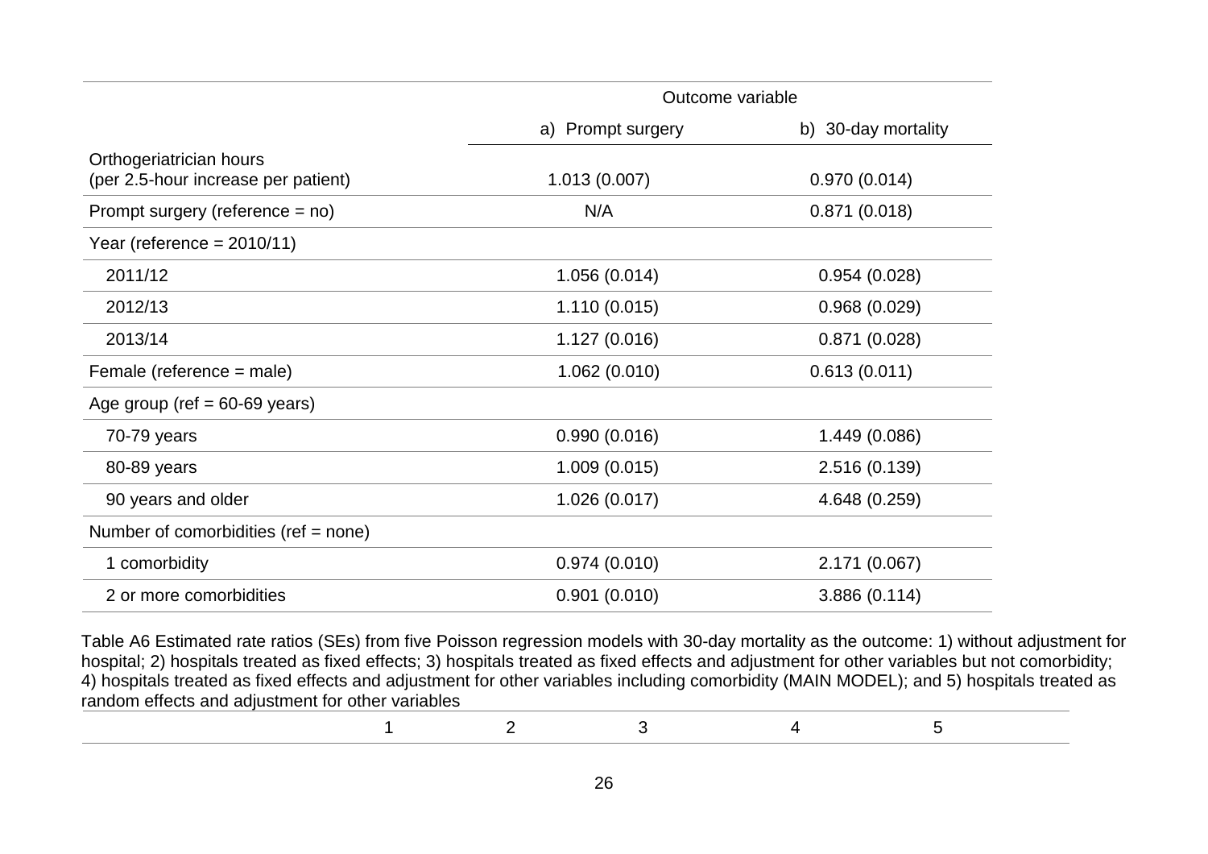| | Outcome variable | |
|---|---|---|
| | a) Prompt surgery | b) 30-day mortality |
| Orthogeriatrician hours (per 2.5-hour increase per patient) | 1.013 (0.007) | 0.970 (0.014) |
| Prompt surgery (reference = no) | N/A | 0.871 (0.018) |
| Year (reference = 2010/11) | | |
| 2011/12 | 1.056 (0.014) | 0.954 (0.028) |
| 2012/13 | 1.110 (0.015) | 0.968 (0.029) |
| 2013/14 | 1.127 (0.016) | 0.871 (0.028) |
| Female (reference = male) | 1.062 (0.010) | 0.613 (0.011) |
| Age group (ref = 60-69 years) | | |
| 70-79 years | 0.990 (0.016) | 1.449 (0.086) |
| 80-89 years | 1.009 (0.015) | 2.516 (0.139) |
| 90 years and older | 1.026 (0.017) | 4.648 (0.259) |
| Number of comorbidities (ref = none) | | |
| 1 comorbidity | 0.974 (0.010) | 2.171 (0.067) |
| 2 or more comorbidities | 0.901 (0.010) | 3.886 (0.114) |

Table A6 Estimated rate ratios (SEs) from five Poisson regression models with 30-day mortality as the outcome: 1) without adjustment for hospital; 2) hospitals treated as fixed effects; 3) hospitals treated as fixed effects and adjustment for other variables but not comorbidity; 4) hospitals treated as fixed effects and adjustment for other variables including comorbidity (MAIN MODEL); and 5) hospitals treated as random effects and adjustment for other variables

| | 1 | 2 | 3 | 4 | 5 |
|---|---|---|---|---|---|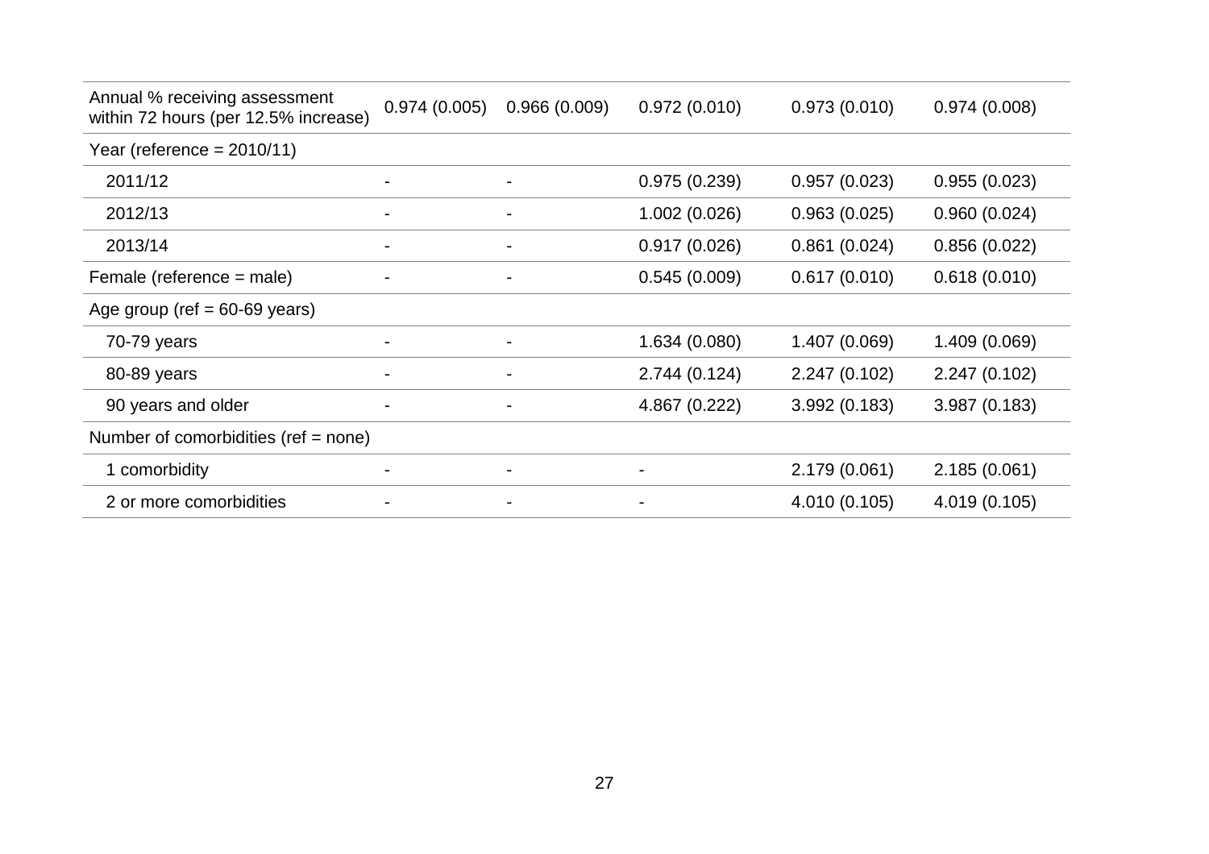| | | | | | |
|---|---|---|---|---|---|
| Annual % receiving assessment within 72 hours (per 12.5% increase) | 0.974 (0.005) | 0.966 (0.009) | 0.972 (0.010) | 0.973 (0.010) | 0.974 (0.008) |
| Year (reference = 2010/11) | | | | | |
| 2011/12 | - | - | 0.975 (0.239) | 0.957 (0.023) | 0.955 (0.023) |
| 2012/13 | - | - | 1.002 (0.026) | 0.963 (0.025) | 0.960 (0.024) |
| 2013/14 | - | - | 0.917 (0.026) | 0.861 (0.024) | 0.856 (0.022) |
| Female (reference = male) | - | - | 0.545 (0.009) | 0.617 (0.010) | 0.618 (0.010) |
| Age group (ref = 60-69 years) | | | | | |
| 70-79 years | - | - | 1.634 (0.080) | 1.407 (0.069) | 1.409 (0.069) |
| 80-89 years | - | - | 2.744 (0.124) | 2.247 (0.102) | 2.247 (0.102) |
| 90 years and older | - | - | 4.867 (0.222) | 3.992 (0.183) | 3.987 (0.183) |
| Number of comorbidities (ref = none) | | | | | |
| 1 comorbidity | - | - | - | 2.179 (0.061) | 2.185 (0.061) |
| 2 or more comorbidities | - | - | - | 4.010 (0.105) | 4.019 (0.105) |